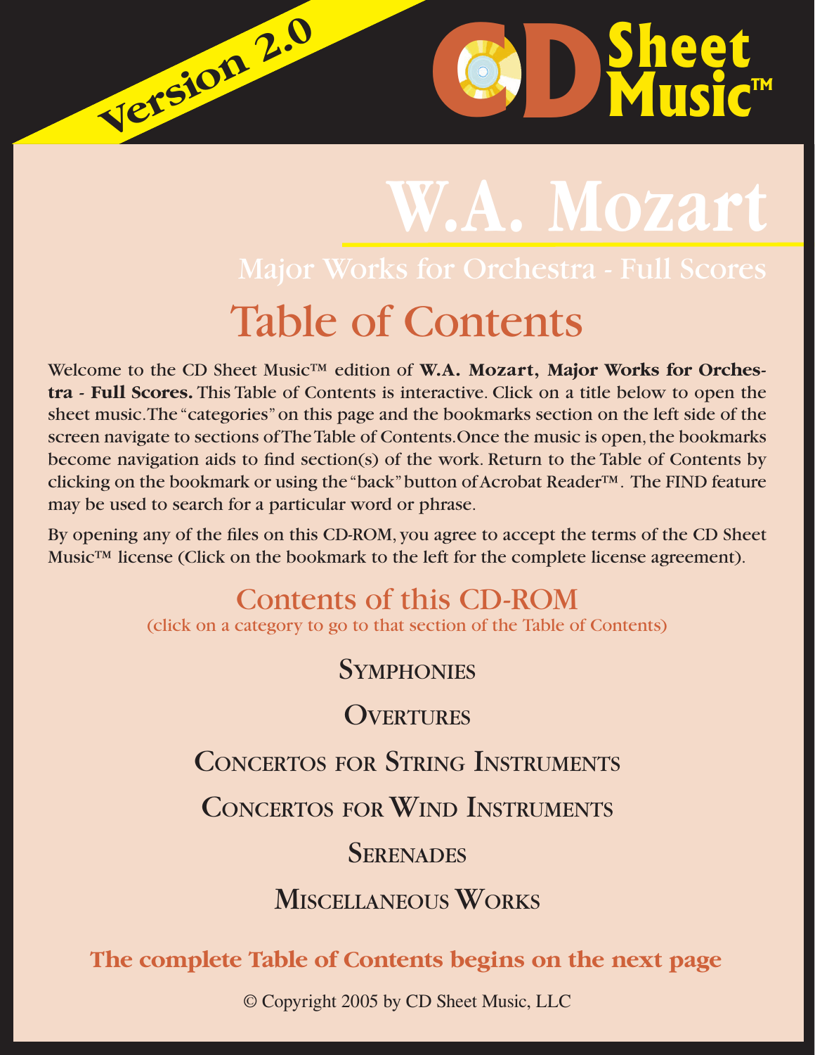Version 2.0

CD Sheet Music™

# W.A. Mozart

## Major Works for Orchestra - Full Scores

# Table of Contents

Welcome to the CD Sheet Music™ edition of **W.A. Mozart, Major Works for Orchestra - Full Scores.** This Table of Contents is interactive. Click on a title below to open the sheet music. The "categories" on this page and the bookmarks section on the left side of the screen navigate to sections of The Table of Contents. Once the music is open, the bookmarks become navigation aids to find section(s) of the work. Return to the Table of Contents by clicking on the bookmark or using the "back" button of Acrobat Reader™. The FIND feature may be used to search for a particular word or phrase.

By opening any of the files on this CD-ROM, you agree to accept the terms of the CD Sheet Music™ license (Click on the bookmark to the left for the complete license agreement).

## Contents of this CD-ROM

(click on a category to go to that section of the Table of Contents)

SYMPHONIES

OVERTURES

CONCERTOS FOR STRING INSTRUMENTS

CONCERTOS FOR WIND INSTRUMENTS

SERENADES

MISCELLANEOUS WORKS

**The complete Table of Contents begins on the next page**

© Copyright 2005 by CD Sheet Music, LLC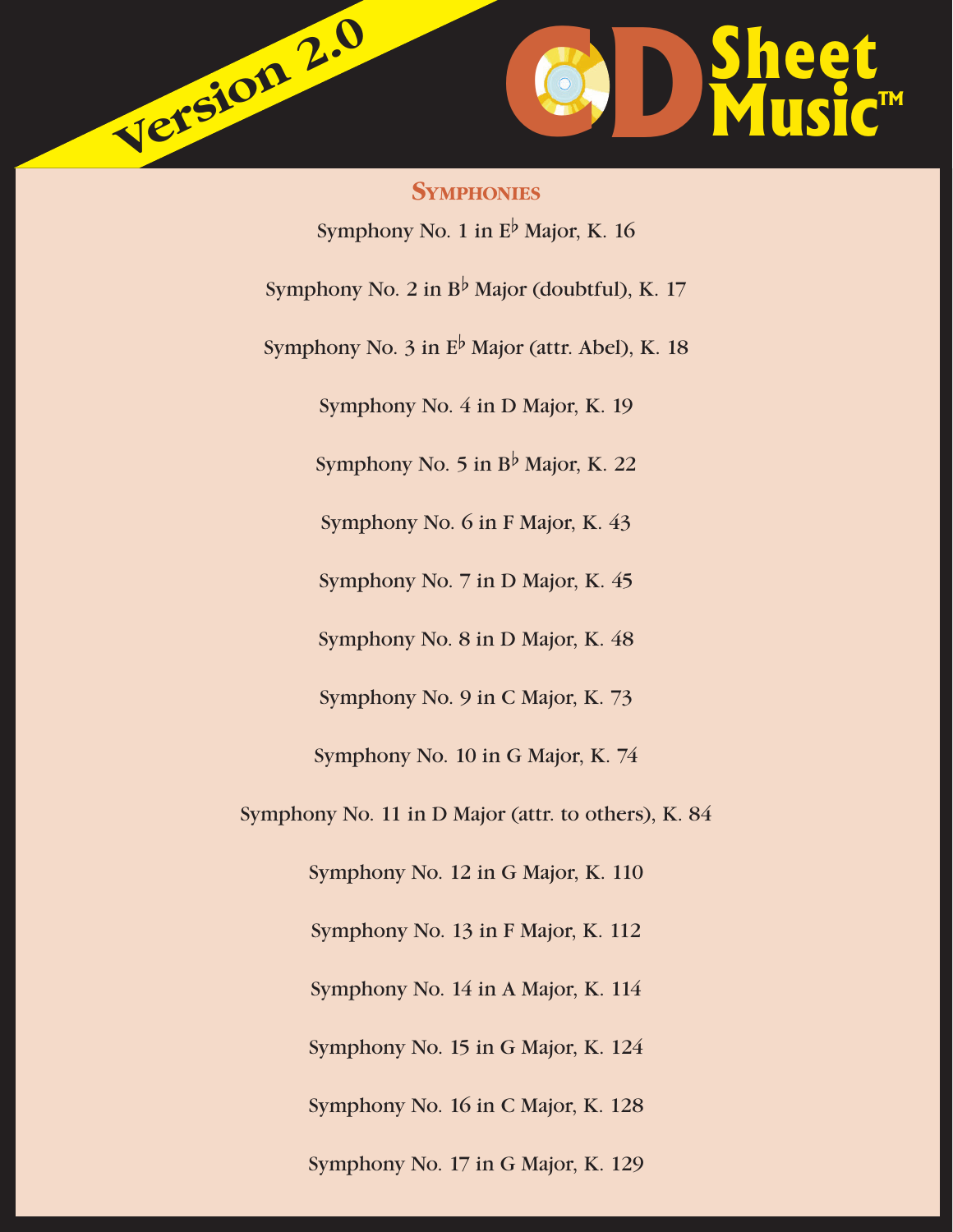## Symphonies

Symphony No. 1 in E♭ Major, K. 16

Symphony No. 2 in B♭ Major (doubtful), K. 17

Symphony No. 3 in E♭ Major (attr. Abel), K. 18

Symphony No. 4 in D Major, K. 19

Symphony No. 5 in B♭ Major, K. 22

Symphony No. 6 in F Major, K. 43

Symphony No. 7 in D Major, K. 45

Symphony No. 8 in D Major, K. 48

Symphony No. 9 in C Major, K. 73

Symphony No. 10 in G Major, K. 74

Symphony No. 11 in D Major (attr. to others), K. 84

Symphony No. 12 in G Major, K. 110

Symphony No. 13 in F Major, K. 112

Symphony No. 14 in A Major, K. 114

Symphony No. 15 in G Major, K. 124

Symphony No. 16 in C Major, K. 128

Symphony No. 17 in G Major, K. 129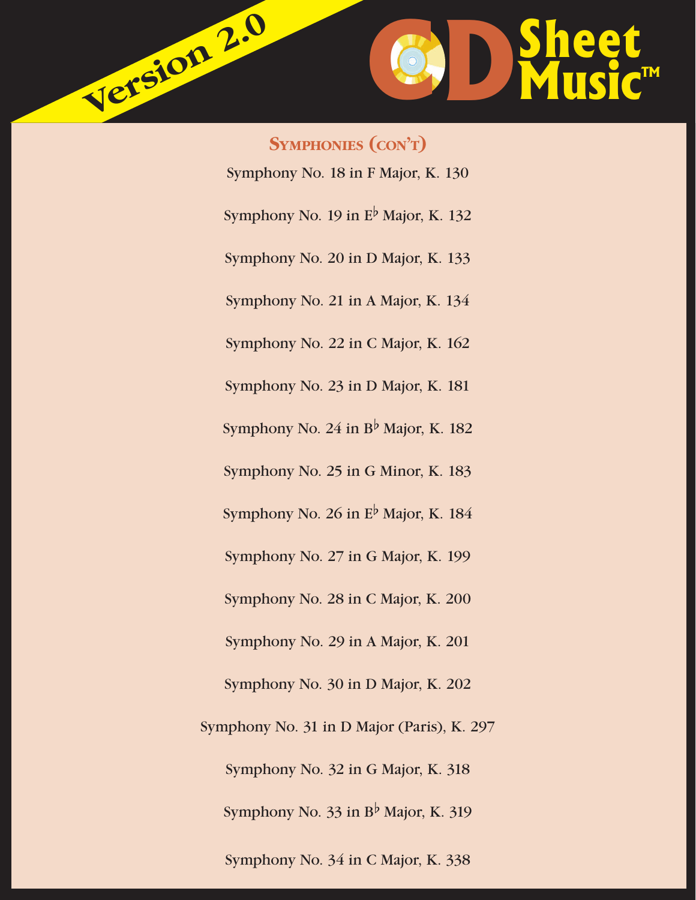## Symphonies (con't)

Symphony No. 18 in F Major, K. 130

Symphony No. 19 in E♭ Major, K. 132

Symphony No. 20 in D Major, K. 133

Symphony No. 21 in A Major, K. 134

Symphony No. 22 in C Major, K. 162

Symphony No. 23 in D Major, K. 181

Symphony No. 24 in B♭ Major, K. 182

Symphony No. 25 in G Minor, K. 183

Symphony No. 26 in E♭ Major, K. 184

Symphony No. 27 in G Major, K. 199

Symphony No. 28 in C Major, K. 200

Symphony No. 29 in A Major, K. 201

Symphony No. 30 in D Major, K. 202

Symphony No. 31 in D Major (Paris), K. 297

Symphony No. 32 in G Major, K. 318

Symphony No. 33 in B♭ Major, K. 319

Symphony No. 34 in C Major, K. 338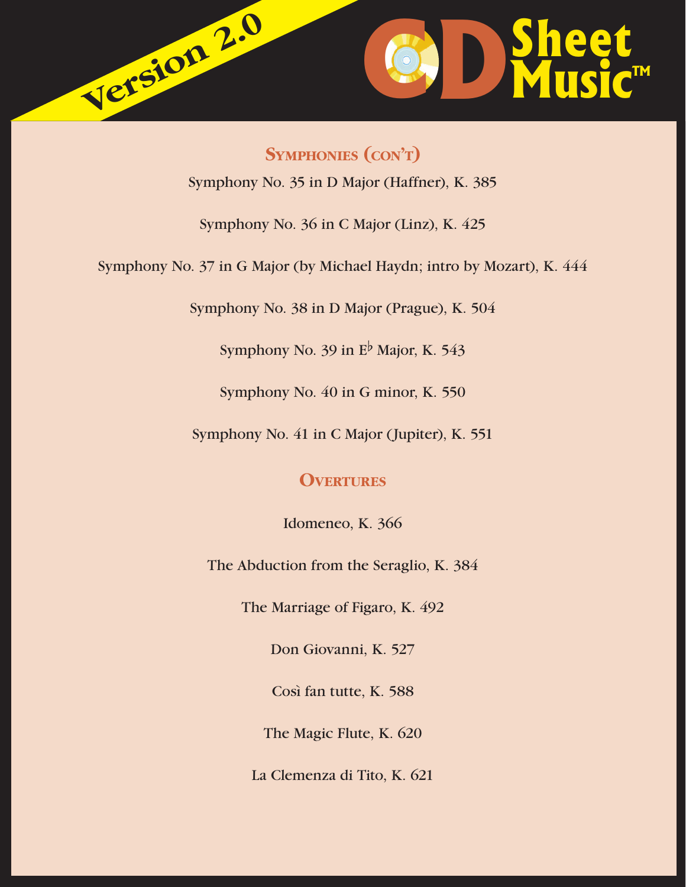## Symphonies (con't)

Symphony No. 35 in D Major (Haffner), K. 385

Symphony No. 36 in C Major (Linz), K. 425

Symphony No. 37 in G Major (by Michael Haydn; intro by Mozart), K. 444

Symphony No. 38 in D Major (Prague), K. 504

Symphony No. 39 in E♭ Major, K. 543

Symphony No. 40 in G minor, K. 550

Symphony No. 41 in C Major (Jupiter), K. 551

## Overtures

Idomeneo, K. 366

The Abduction from the Seraglio, K. 384

The Marriage of Figaro, K. 492

Don Giovanni, K. 527

Così fan tutte, K. 588

The Magic Flute, K. 620

La Clemenza di Tito, K. 621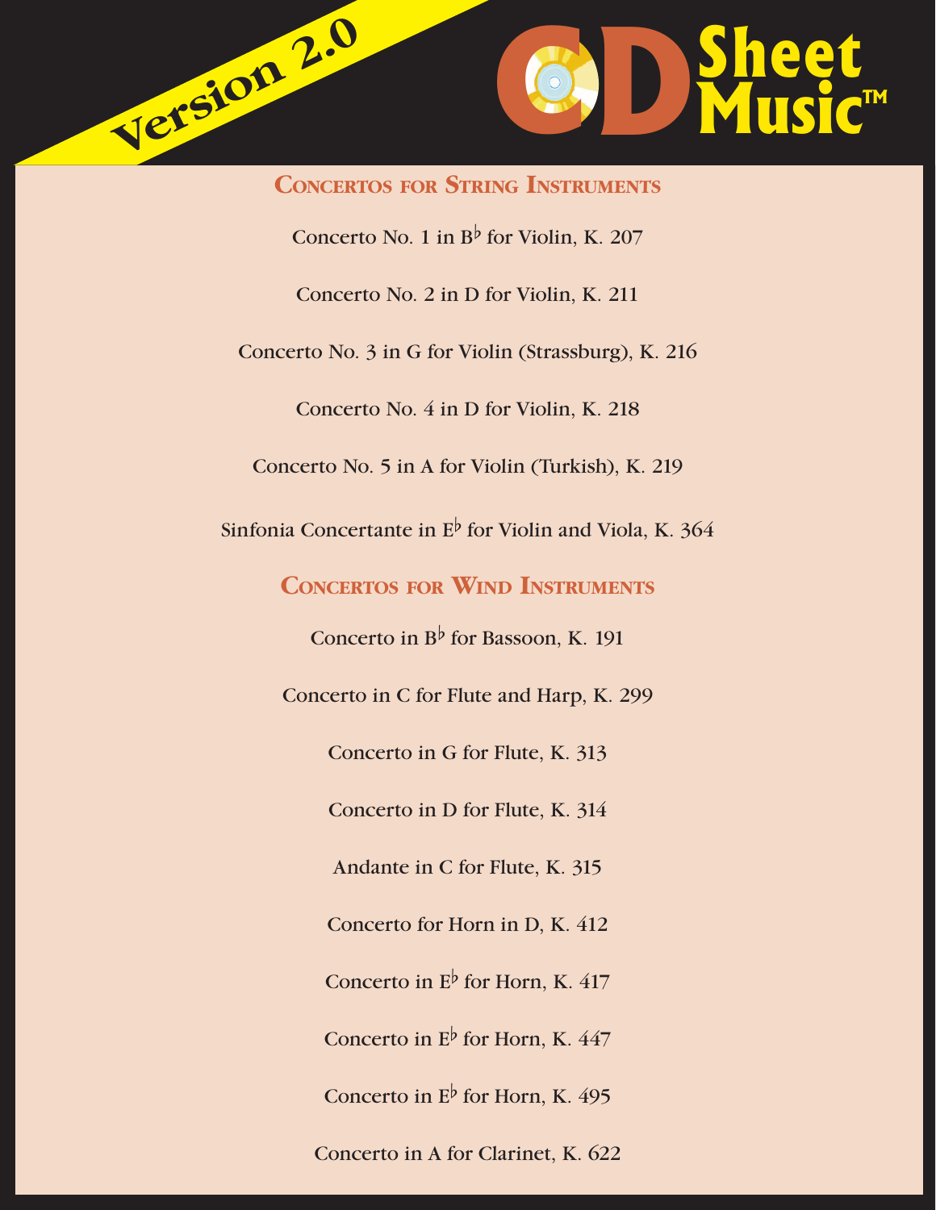Version 2.0

# CD Sheet Music™

## Concertos for String Instruments

Concerto No. 1 in B♭ for Violin, K. 207

Concerto No. 2 in D for Violin, K. 211

Concerto No. 3 in G for Violin (Strassburg), K. 216

Concerto No. 4 in D for Violin, K. 218

Concerto No. 5 in A for Violin (Turkish), K. 219

Sinfonia Concertante in E♭ for Violin and Viola, K. 364

## Concertos for Wind Instruments

Concerto in B♭ for Bassoon, K. 191

Concerto in C for Flute and Harp, K. 299

Concerto in G for Flute, K. 313

Concerto in D for Flute, K. 314

Andante in C for Flute, K. 315

Concerto for Horn in D, K. 412

Concerto in E♭ for Horn, K. 417

Concerto in E♭ for Horn, K. 447

Concerto in E♭ for Horn, K. 495

Concerto in A for Clarinet, K. 622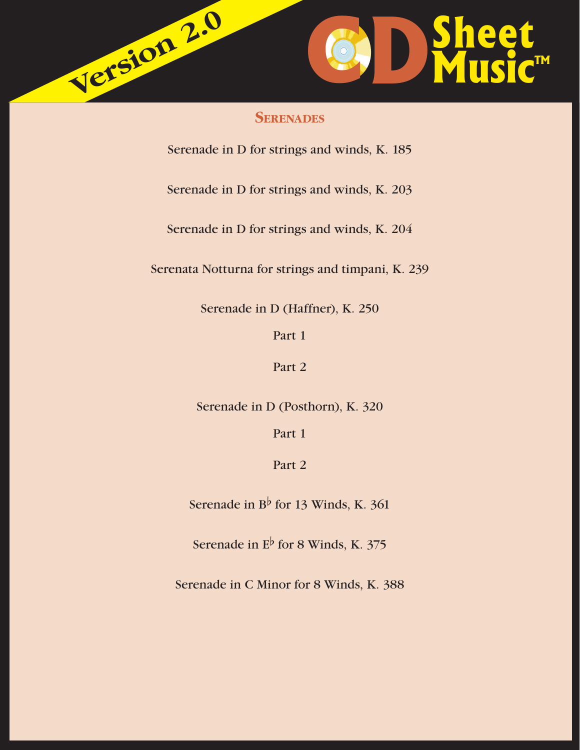## Serenades

Serenade in D for strings and winds, K. 185

Serenade in D for strings and winds, K. 203

Serenade in D for strings and winds, K. 204

Serenata Notturna for strings and timpani, K. 239

Serenade in D (Haffner), K. 250

Part 1

Part 2

Serenade in D (Posthorn), K. 320

Part 1

Part 2

Serenade in B♭ for 13 Winds, K. 361

Serenade in E♭ for 8 Winds, K. 375

Serenade in C Minor for 8 Winds, K. 388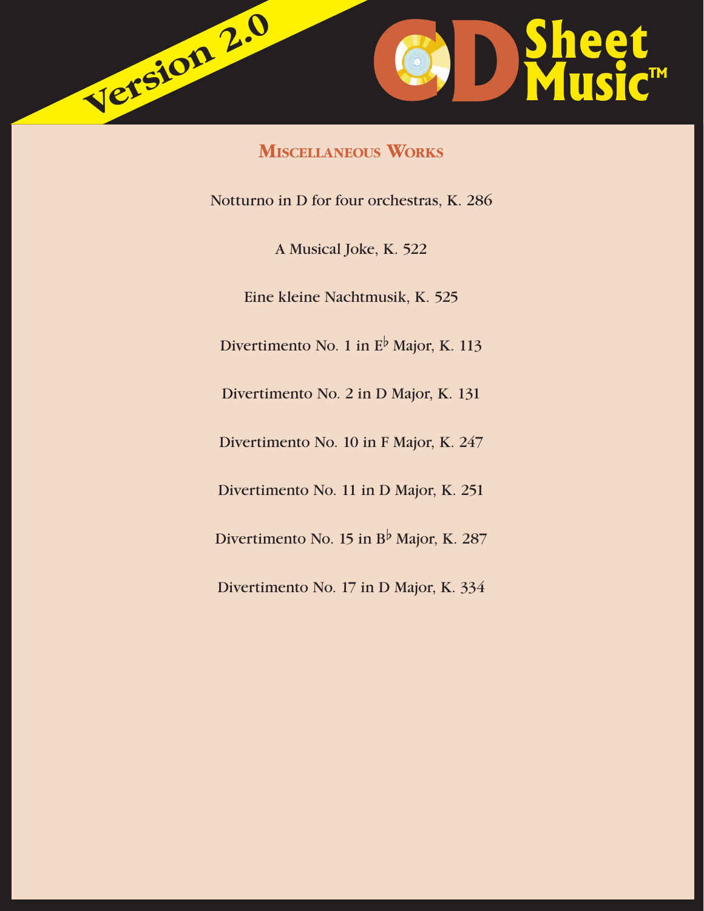Version 2.0

CD Sheet Music™

## Miscellaneous Works

Notturno in D for four orchestras, K. 286

A Musical Joke, K. 522

Eine kleine Nachtmusik, K. 525

Divertimento No. 1 in E♭ Major, K. 113

Divertimento No. 2 in D Major, K. 131

Divertimento No. 10 in F Major, K. 247

Divertimento No. 11 in D Major, K. 251

Divertimento No. 15 in B♭ Major, K. 287

Divertimento No. 17 in D Major, K. 334